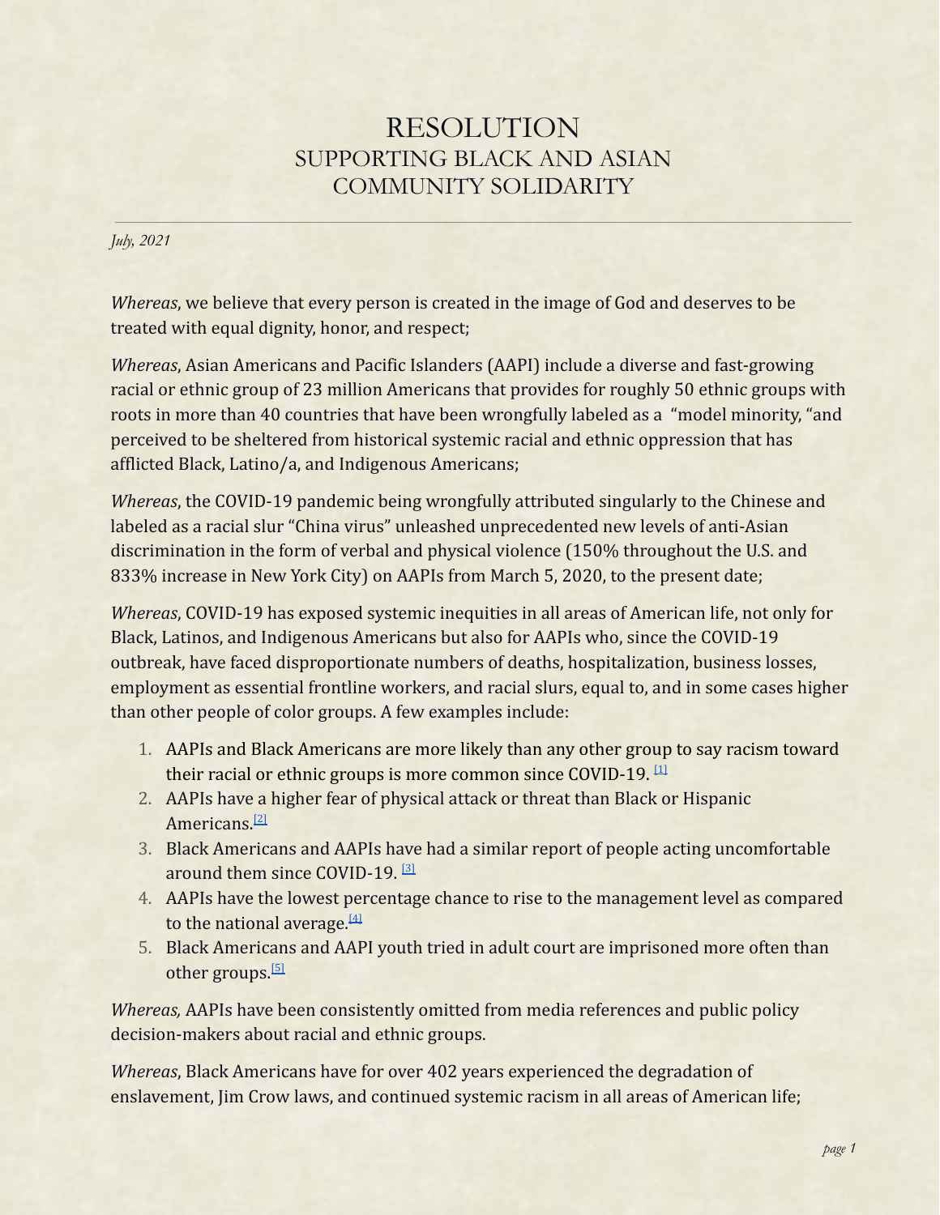# RESOLUTION
## SUPPORTING BLACK AND ASIAN COMMUNITY SOLIDARITY

*July, 2021*

*Whereas*, we believe that every person is created in the image of God and deserves to be treated with equal dignity, honor, and respect;

*Whereas*, Asian Americans and Pacific Islanders (AAPI) include a diverse and fast-growing racial or ethnic group of 23 million Americans that provides for roughly 50 ethnic groups with roots in more than 40 countries that have been wrongfully labeled as a "model minority, "and perceived to be sheltered from historical systemic racial and ethnic oppression that has afflicted Black, Latino/a, and Indigenous Americans;

*Whereas*, the COVID-19 pandemic being wrongfully attributed singularly to the Chinese and labeled as a racial slur "China virus" unleashed unprecedented new levels of anti-Asian discrimination in the form of verbal and physical violence (150% throughout the U.S. and 833% increase in New York City) on AAPIs from March 5, 2020, to the present date;

*Whereas*, COVID-19 has exposed systemic inequities in all areas of American life, not only for Black, Latinos, and Indigenous Americans but also for AAPIs who, since the COVID-19 outbreak, have faced disproportionate numbers of deaths, hospitalization, business losses, employment as essential frontline workers, and racial slurs, equal to, and in some cases higher than other people of color groups. A few examples include:

1. AAPIs and Black Americans are more likely than any other group to say racism toward their racial or ethnic groups is more common since COVID-19. [1]
2. AAPIs have a higher fear of physical attack or threat than Black or Hispanic Americans.[2]
3. Black Americans and AAPIs have had a similar report of people acting uncomfortable around them since COVID-19. [3]
4. AAPIs have the lowest percentage chance to rise to the management level as compared to the national average.[4]
5. Black Americans and AAPI youth tried in adult court are imprisoned more often than other groups.[5]

*Whereas,* AAPIs have been consistently omitted from media references and public policy decision-makers about racial and ethnic groups.

*Whereas*, Black Americans have for over 402 years experienced the degradation of enslavement, Jim Crow laws, and continued systemic racism in all areas of American life;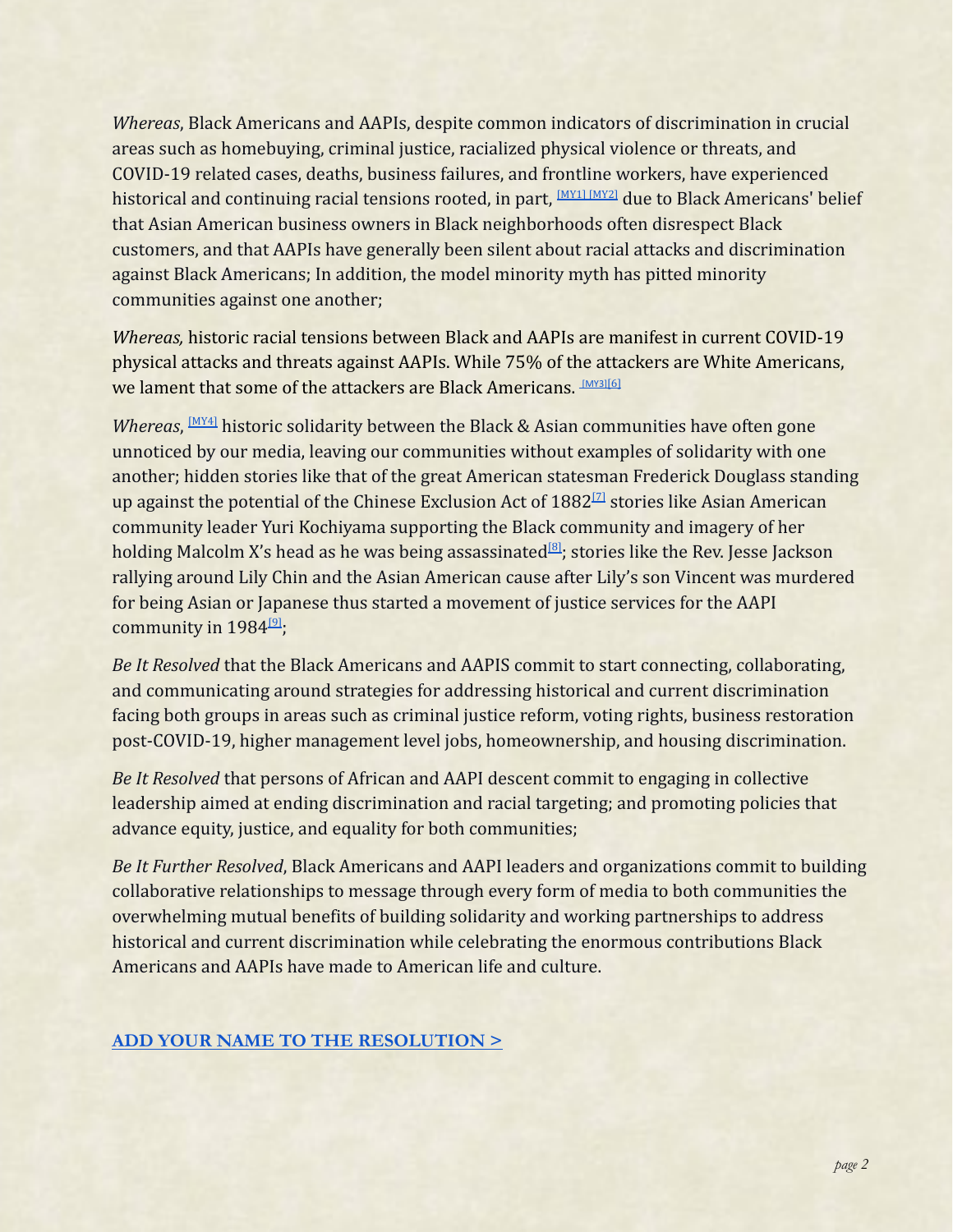*Whereas*, Black Americans and AAPIs, despite common indicators of discrimination in crucial areas such as homebuying, criminal justice, racialized physical violence or threats, and COVID-19 related cases, deaths, business failures, and frontline workers, have experienced historical and continuing racial tensions rooted, in part, [MY1] [MY2] due to Black Americans' belief that Asian American business owners in Black neighborhoods often disrespect Black customers, and that AAPIs have generally been silent about racial attacks and discrimination against Black Americans; In addition, the model minority myth has pitted minority communities against one another;

*Whereas,* historic racial tensions between Black and AAPIs are manifest in current COVID-19 physical attacks and threats against AAPIs. While 75% of the attackers are White Americans, we lament that some of the attackers are Black Americans. [MY3][6]

*Whereas*, [MY4] historic solidarity between the Black & Asian communities have often gone unnoticed by our media, leaving our communities without examples of solidarity with one another; hidden stories like that of the great American statesman Frederick Douglass standing up against the potential of the Chinese Exclusion Act of 1882[7] stories like Asian American community leader Yuri Kochiyama supporting the Black community and imagery of her holding Malcolm X's head as he was being assassinated[8]; stories like the Rev. Jesse Jackson rallying around Lily Chin and the Asian American cause after Lily's son Vincent was murdered for being Asian or Japanese thus started a movement of justice services for the AAPI community in 1984[9];

*Be It Resolved* that the Black Americans and AAPIS commit to start connecting, collaborating, and communicating around strategies for addressing historical and current discrimination facing both groups in areas such as criminal justice reform, voting rights, business restoration post-COVID-19, higher management level jobs, homeownership, and housing discrimination.

*Be It Resolved* that persons of African and AAPI descent commit to engaging in collective leadership aimed at ending discrimination and racial targeting; and promoting policies that advance equity, justice, and equality for both communities;

*Be It Further Resolved*, Black Americans and AAPI leaders and organizations commit to building collaborative relationships to message through every form of media to both communities the overwhelming mutual benefits of building solidarity and working partnerships to address historical and current discrimination while celebrating the enormous contributions Black Americans and AAPIs have made to American life and culture.

**ADD YOUR NAME TO THE RESOLUTION >**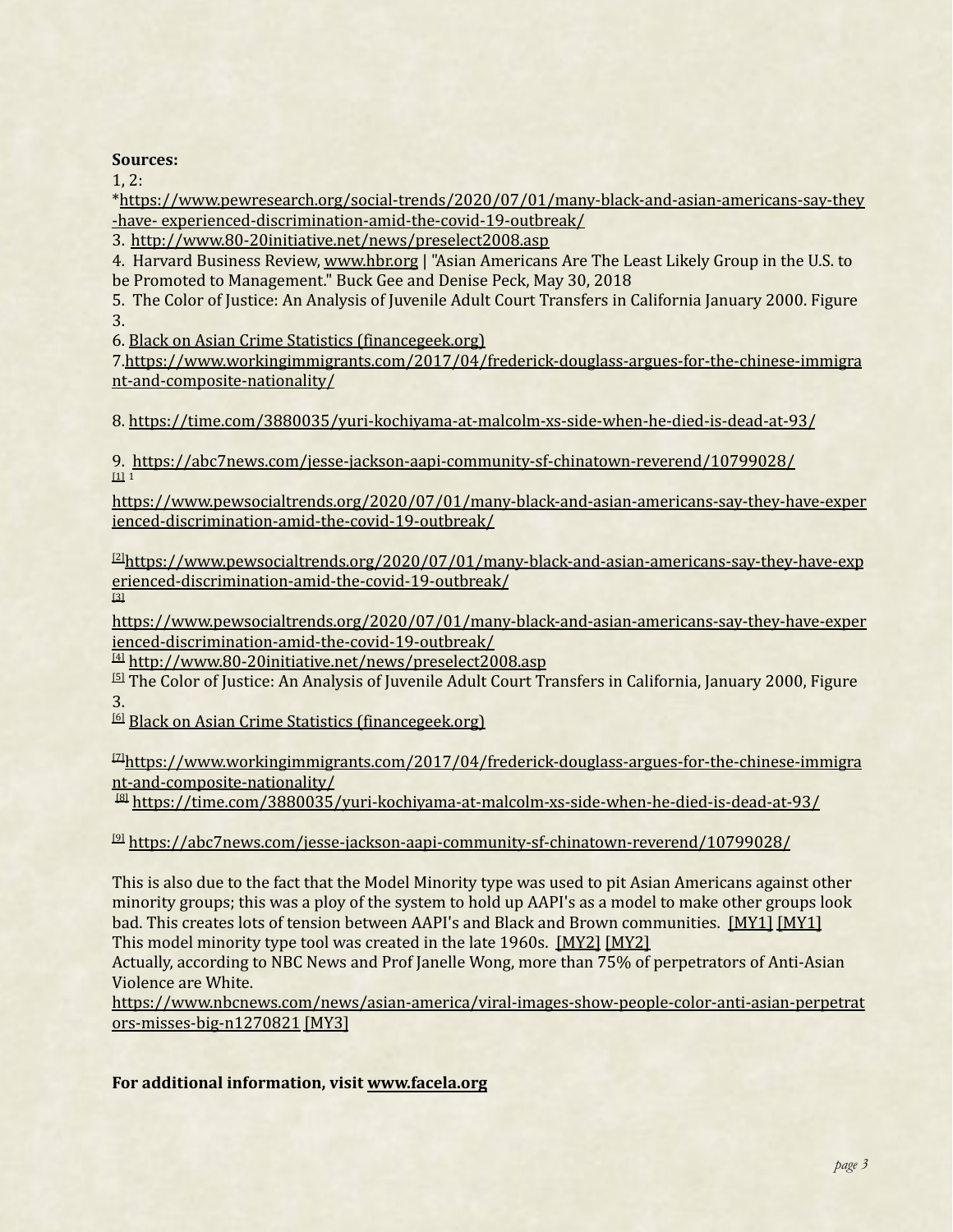**Sources:**

1, 2:

*https://www.pewresearch.org/social-trends/2020/07/01/many-black-and-asian-americans-say-they-have- experienced-discrimination-amid-the-covid-19-outbreak/

3. http://www.80-20initiative.net/news/preselect2008.asp

4. Harvard Business Review, www.hbr.org | "Asian Americans Are The Least Likely Group in the U.S. to be Promoted to Management." Buck Gee and Denise Peck, May 30, 2018

5. The Color of Justice: An Analysis of Juvenile Adult Court Transfers in California January 2000. Figure 3.

6. Black on Asian Crime Statistics (financegeek.org)

7. https://www.workingimmigrants.com/2017/04/frederick-douglass-argues-for-the-chinese-immigrant-and-composite-nationality/

8. https://time.com/3880035/yuri-kochiyama-at-malcolm-xs-side-when-he-died-is-dead-at-93/

9. https://abc7news.com/jesse-jackson-aapi-community-sf-chinatown-reverend/10799028/

[1] 1 https://www.pewsocialtrends.org/2020/07/01/many-black-and-asian-americans-say-they-have-experienced-discrimination-amid-the-covid-19-outbreak/

[2] https://www.pewsocialtrends.org/2020/07/01/many-black-and-asian-americans-say-they-have-experienced-discrimination-amid-the-covid-19-outbreak/

[3] https://www.pewsocialtrends.org/2020/07/01/many-black-and-asian-americans-say-they-have-experienced-discrimination-amid-the-covid-19-outbreak/

[4] http://www.80-20initiative.net/news/preselect2008.asp

[5] The Color of Justice: An Analysis of Juvenile Adult Court Transfers in California, January 2000, Figure 3.

[6] Black on Asian Crime Statistics (financegeek.org)

[7] https://www.workingimmigrants.com/2017/04/frederick-douglass-argues-for-the-chinese-immigrant-and-composite-nationality/

[8] https://time.com/3880035/yuri-kochiyama-at-malcolm-xs-side-when-he-died-is-dead-at-93/

[9] https://abc7news.com/jesse-jackson-aapi-community-sf-chinatown-reverend/10799028/

This is also due to the fact that the Model Minority type was used to pit Asian Americans against other minority groups; this was a ploy of the system to hold up AAPI's as a model to make other groups look bad. This creates lots of tension between AAPI's and Black and Brown communities. [MY1] [MY1]
This model minority type tool was created in the late 1960s. [MY2] [MY2]
Actually, according to NBC News and Prof Janelle Wong, more than 75% of perpetrators of Anti-Asian Violence are White.
https://www.nbcnews.com/news/asian-america/viral-images-show-people-color-anti-asian-perpetrators-misses-big-n1270821 [MY3]

**For additional information, visit www.facela.org**